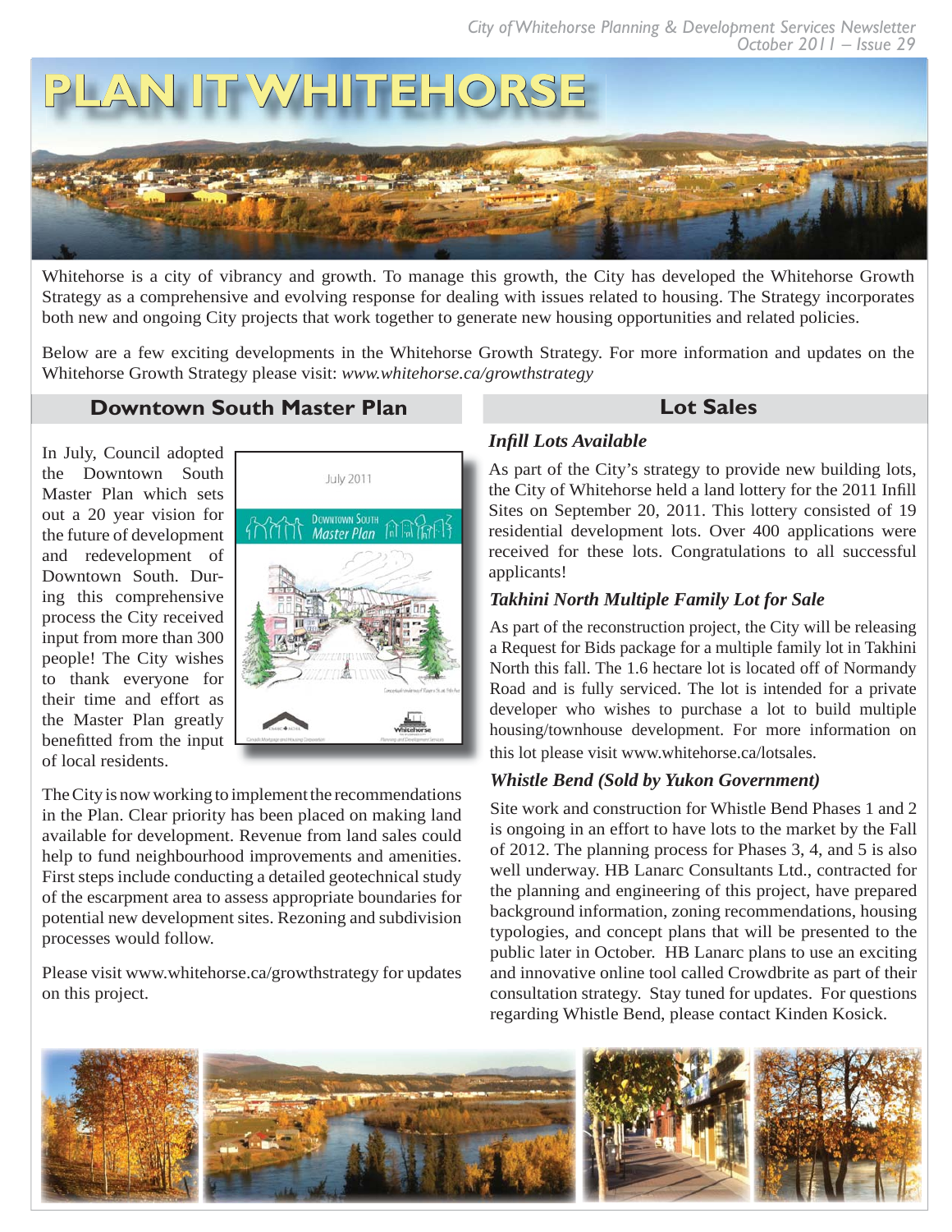# PLAN IT WHITEHORSE

Whitehorse is a city of vibrancy and growth. To manage this growth, the City has developed the Whitehorse Growth Strategy as a comprehensive and evolving response for dealing with issues related to housing. The Strategy incorporates both new and ongoing City projects that work together to generate new housing opportunities and related policies.

Below are a few exciting developments in the Whitehorse Growth Strategy. For more information and updates on the Whitehorse Growth Strategy please visit: *www.whitehorse.ca/growthstrategy*

## Downtown South Master Plan

In July, Council adopted the Downtown South Master Plan which sets out a 20 year vision for the future of development and redevelopment of Downtown South. During this comprehensive process the City received input from more than 300 people! The City wishes to thank everyone for their time and effort as the Master Plan greatly benefitted from the input of local residents.

The City is now working to implement the recommendations in the Plan. Clear priority has been placed on making land available for development. Revenue from land sales could help to fund neighbourhood improvements and amenities. First steps include conducting a detailed geotechnical study of the escarpment area to assess appropriate boundaries for potential new development sites. Rezoning and subdivision processes would follow.

Please visit www.whitehorse.ca/growthstrategy for updates on this project.

## Lot Sales

### *Infill Lots Available*

As part of the City's strategy to provide new building lots, the City of Whitehorse held a land lottery for the 2011 Infill Sites on September 20, 2011. This lottery consisted of 19 residential development lots. Over 400 applications were received for these lots. Congratulations to all successful applicants!

### *Takhini North Multiple Family Lot for Sale*

As part of the reconstruction project, the City will be releasing a Request for Bids package for a multiple family lot in Takhini North this fall. The 1.6 hectare lot is located off of Normandy Road and is fully serviced. The lot is intended for a private developer who wishes to purchase a lot to build multiple housing/townhouse development. For more information on this lot please visit www.whitehorse.ca/lotsales.

### *Whistle Bend (Sold by Yukon Government)*

Site work and construction for Whistle Bend Phases 1 and 2 is ongoing in an effort to have lots to the market by the Fall of 2012. The planning process for Phases 3, 4, and 5 is also well underway. HB Lanarc Consultants Ltd., contracted for the planning and engineering of this project, have prepared background information, zoning recommendations, housing typologies, and concept plans that will be presented to the public later in October. HB Lanarc plans to use an exciting and innovative online tool called Crowdbrite as part of their consultation strategy. Stay tuned for updates. For questions regarding Whistle Bend, please contact Kinden Kosick.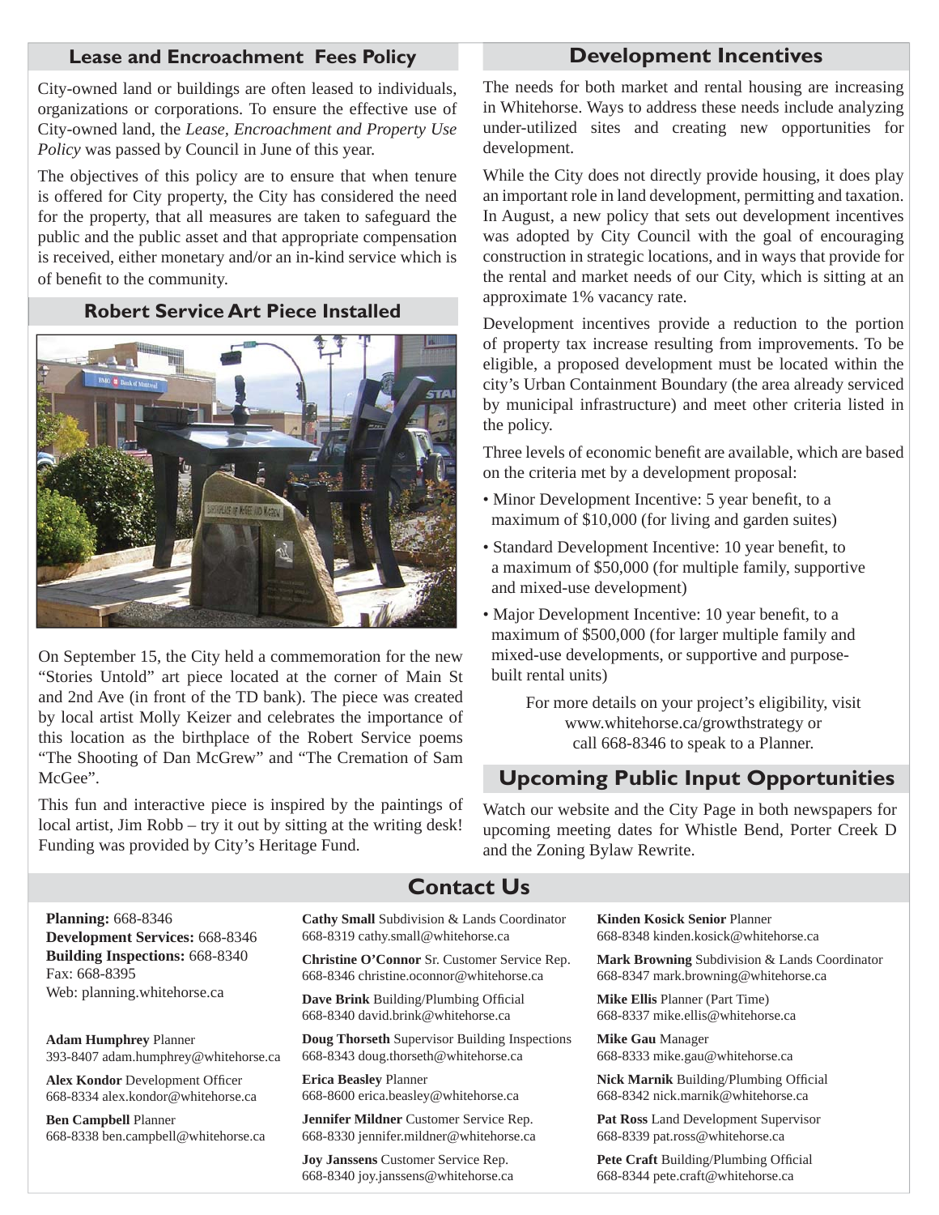## Lease and Encroachment Fees Policy

City-owned land or buildings are often leased to individuals, organizations or corporations. To ensure the effective use of City-owned land, the *Lease, Encroachment and Property Use Policy* was passed by Council in June of this year.

The objectives of this policy are to ensure that when tenure is offered for City property, the City has considered the need for the property, that all measures are taken to safeguard the public and the public asset and that appropriate compensation is received, either monetary and/or an in-kind service which is of benefit to the community.

## Robert Service Art Piece Installed

On September 15, the City held a commemoration for the new "Stories Untold" art piece located at the corner of Main St and 2nd Ave (in front of the TD bank). The piece was created by local artist Molly Keizer and celebrates the importance of this location as the birthplace of the Robert Service poems "The Shooting of Dan McGrew" and "The Cremation of Sam McGee".

This fun and interactive piece is inspired by the paintings of local artist, Jim Robb – try it out by sitting at the writing desk! Funding was provided by City's Heritage Fund.

## Development Incentives

The needs for both market and rental housing are increasing in Whitehorse. Ways to address these needs include analyzing under-utilized sites and creating new opportunities for development.

While the City does not directly provide housing, it does play an important role in land development, permitting and taxation. In August, a new policy that sets out development incentives was adopted by City Council with the goal of encouraging construction in strategic locations, and in ways that provide for the rental and market needs of our City, which is sitting at an approximate 1% vacancy rate.

Development incentives provide a reduction to the portion of property tax increase resulting from improvements. To be eligible, a proposed development must be located within the city's Urban Containment Boundary (the area already serviced by municipal infrastructure) and meet other criteria listed in the policy.

Three levels of economic benefit are available, which are based on the criteria met by a development proposal:

- Minor Development Incentive: 5 year benefit, to a maximum of $10,000 (for living and garden suites)
- Standard Development Incentive: 10 year benefit, to a maximum of $50,000 (for multiple family, supportive and mixed-use development)
- Major Development Incentive: 10 year benefit, to a maximum of $500,000 (for larger multiple family and mixed-use developments, or supportive and purpose-built rental units)

For more details on your project's eligibility, visit www.whitehorse.ca/growthstrategy or call 668-8346 to speak to a Planner.

## Upcoming Public Input Opportunities

Watch our website and the City Page in both newspapers for upcoming meeting dates for Whistle Bend, Porter Creek D and the Zoning Bylaw Rewrite.

## Contact Us

**Planning:** 668-8346
**Development Services:** 668-8346
**Building Inspections:** 668-8340
Fax: 668-8395
Web: planning.whitehorse.ca

**Adam Humphrey** Planner
393-8407 adam.humphrey@whitehorse.ca

**Alex Kondor** Development Officer
668-8334 alex.kondor@whitehorse.ca

**Ben Campbell** Planner
668-8338 ben.campbell@whitehorse.ca

**Cathy Small** Subdivision & Lands Coordinator
668-8319 cathy.small@whitehorse.ca

**Christine O'Connor** Sr. Customer Service Rep.
668-8346 christine.oconnor@whitehorse.ca

**Dave Brink** Building/Plumbing Official
668-8340 david.brink@whitehorse.ca

**Doug Thorseth** Supervisor Building Inspections
668-8343 doug.thorseth@whitehorse.ca

**Erica Beasley** Planner
668-8600 erica.beasley@whitehorse.ca

**Jennifer Mildner** Customer Service Rep.
668-8330 jennifer.mildner@whitehorse.ca

**Joy Janssens** Customer Service Rep.
668-8340 joy.janssens@whitehorse.ca

**Kinden Kosick Senior** Planner
668-8348 kinden.kosick@whitehorse.ca

**Mark Browning** Subdivision & Lands Coordinator
668-8347 mark.browning@whitehorse.ca

**Mike Ellis** Planner (Part Time)
668-8337 mike.ellis@whitehorse.ca

**Mike Gau** Manager
668-8333 mike.gau@whitehorse.ca

**Nick Marnik** Building/Plumbing Official
668-8342 nick.marnik@whitehorse.ca

**Pat Ross** Land Development Supervisor
668-8339 pat.ross@whitehorse.ca

**Pete Craft** Building/Plumbing Official
668-8344 pete.craft@whitehorse.ca